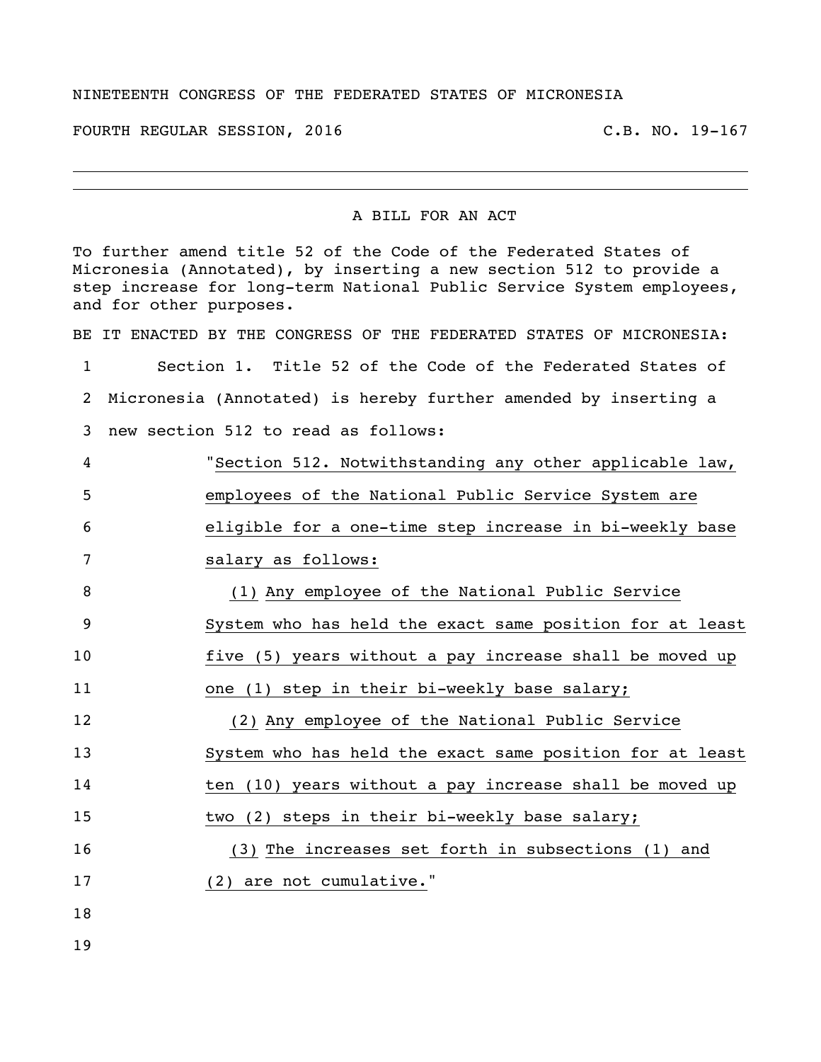NINETEENTH CONGRESS OF THE FEDERATED STATES OF MICRONESIA

FOURTH REGULAR SESSION, 2016 C.B. NO. 19-167

---

A BILL FOR AN ACT

To further amend title 52 of the Code of the Federated States of Micronesia (Annotated), by inserting a new section 512 to provide a step increase for long-term National Public Service System employees, and for other purposes.

BE IT ENACTED BY THE CONGRESS OF THE FEDERATED STATES OF MICRONESIA:

Section 1. Title 52 of the Code of the Federated States of Micronesia (Annotated) is hereby further amended by inserting a new section 512 to read as follows:

"Section 512. Notwithstanding any other applicable law, employees of the National Public Service System are eligible for a one-time step increase in bi-weekly base salary as follows:

(1) Any employee of the National Public Service System who has held the exact same position for at least five (5) years without a pay increase shall be moved up one (1) step in their bi-weekly base salary;

(2) Any employee of the National Public Service System who has held the exact same position for at least ten (10) years without a pay increase shall be moved up two (2) steps in their bi-weekly base salary;

(3) The increases set forth in subsections (1) and (2) are not cumulative."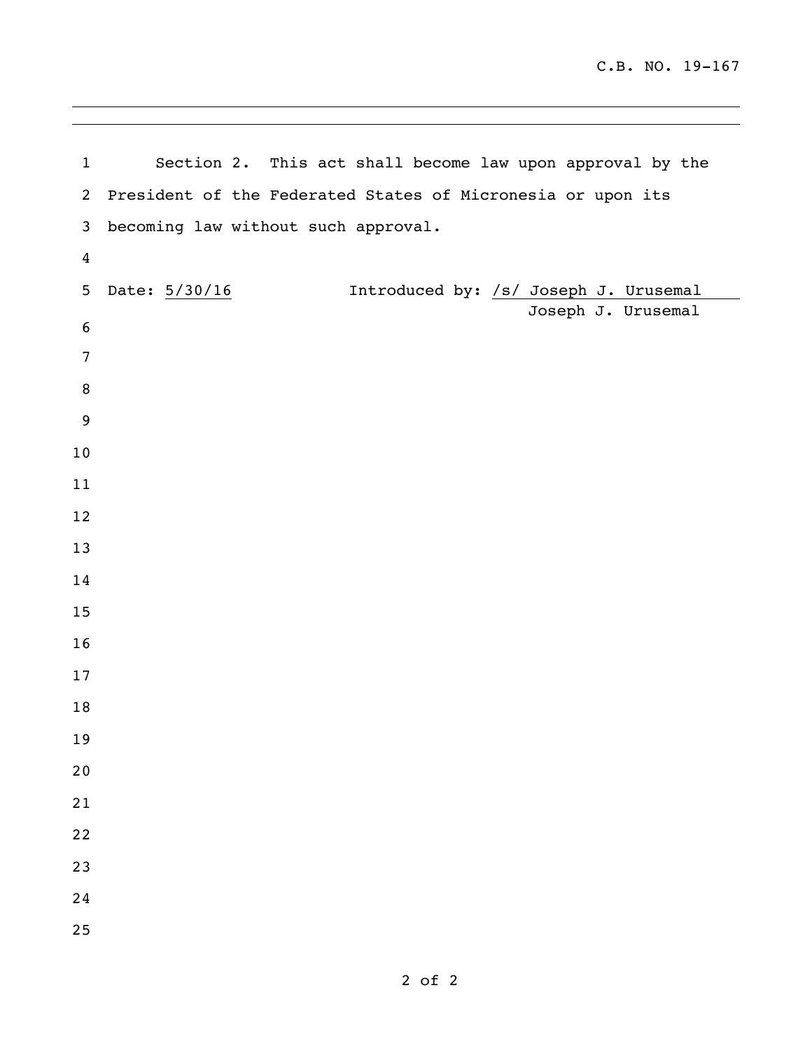Section 2. This act shall become law upon approval by the President of the Federated States of Micronesia or upon its becoming law without such approval.

Date: 5/30/16 Introduced by: /s/ Joseph J. Urusemal

Joseph J. Urusemal